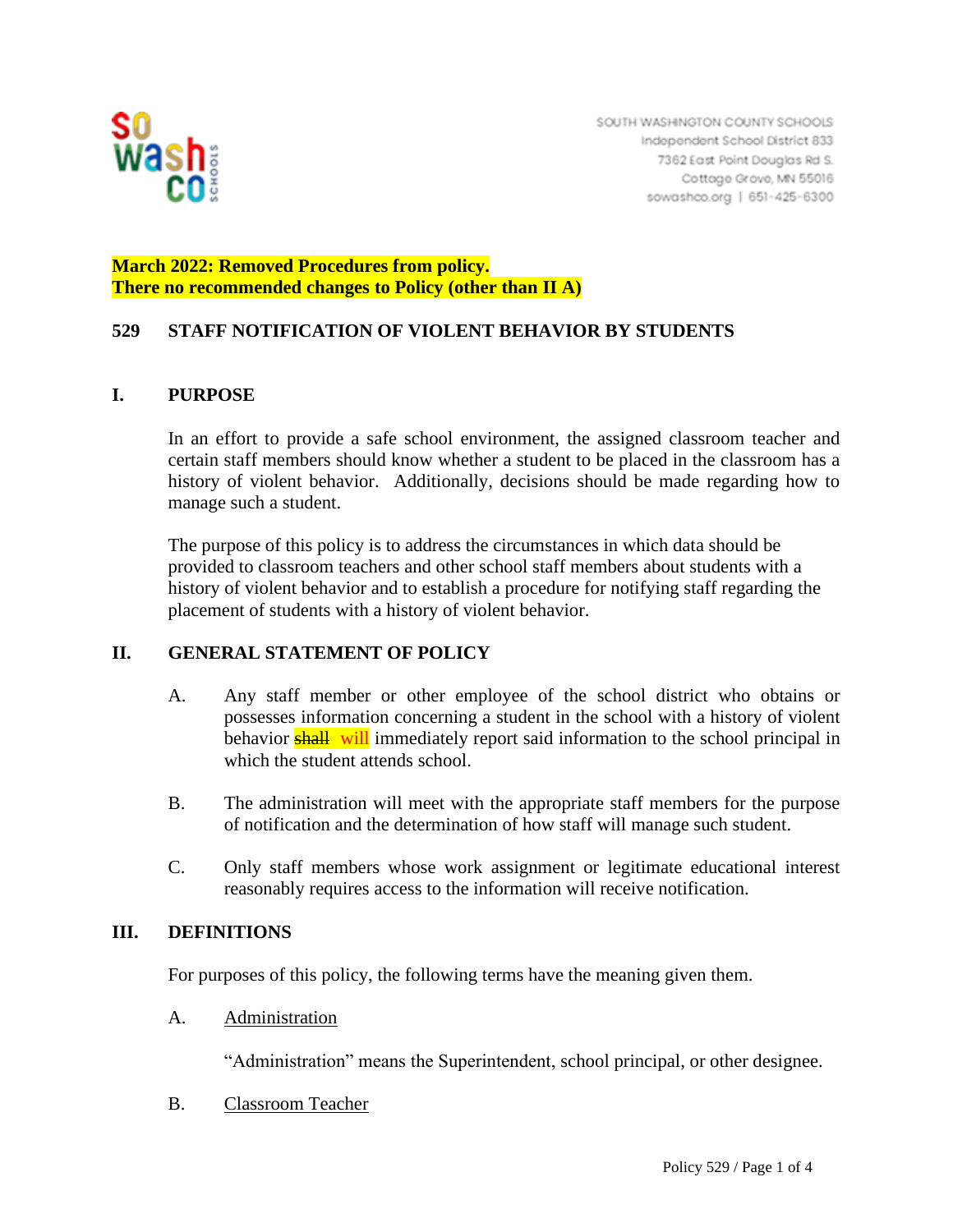SOUTH WASHINGTON COUNTY SCHOOLS
Independent School District 833
7362 East Point Douglas Rd S.
Cottage Grove, MN 55016
sowashco.org | 651-425-6300

**March 2022: Removed Procedures from policy.**
**There no recommended changes to Policy (other than II A)**

# 529 STAFF NOTIFICATION OF VIOLENT BEHAVIOR BY STUDENTS

## I. PURPOSE

In an effort to provide a safe school environment, the assigned classroom teacher and certain staff members should know whether a student to be placed in the classroom has a history of violent behavior. Additionally, decisions should be made regarding how to manage such a student.

The purpose of this policy is to address the circumstances in which data should be provided to classroom teachers and other school staff members about students with a history of violent behavior and to establish a procedure for notifying staff regarding the placement of students with a history of violent behavior.

## II. GENERAL STATEMENT OF POLICY

A. Any staff member or other employee of the school district who obtains or possesses information concerning a student in the school with a history of violent behavior ~~shall~~ will immediately report said information to the school principal in which the student attends school.

B. The administration will meet with the appropriate staff members for the purpose of notification and the determination of how staff will manage such student.

C. Only staff members whose work assignment or legitimate educational interest reasonably requires access to the information will receive notification.

## III. DEFINITIONS

For purposes of this policy, the following terms have the meaning given them.

A. Administration

"Administration" means the Superintendent, school principal, or other designee.

B. Classroom Teacher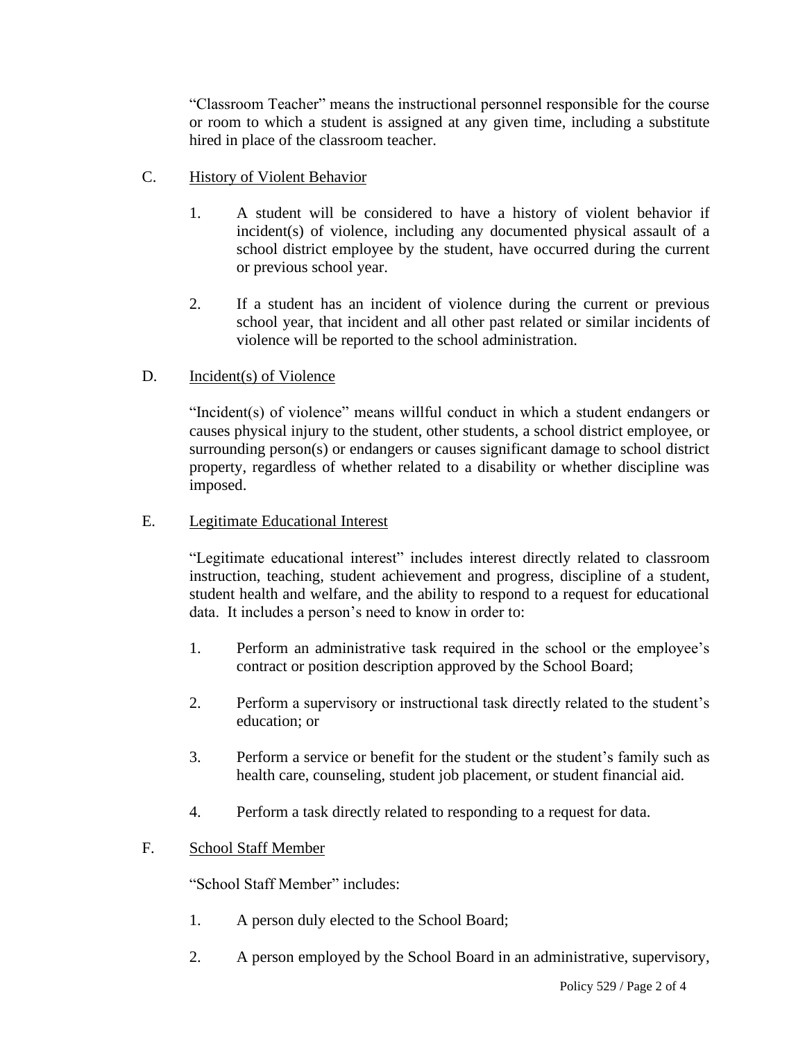"Classroom Teacher" means the instructional personnel responsible for the course or room to which a student is assigned at any given time, including a substitute hired in place of the classroom teacher.

C. History of Violent Behavior

1. A student will be considered to have a history of violent behavior if incident(s) of violence, including any documented physical assault of a school district employee by the student, have occurred during the current or previous school year.

2. If a student has an incident of violence during the current or previous school year, that incident and all other past related or similar incidents of violence will be reported to the school administration.

D. Incident(s) of Violence

"Incident(s) of violence" means willful conduct in which a student endangers or causes physical injury to the student, other students, a school district employee, or surrounding person(s) or endangers or causes significant damage to school district property, regardless of whether related to a disability or whether discipline was imposed.

E. Legitimate Educational Interest

"Legitimate educational interest" includes interest directly related to classroom instruction, teaching, student achievement and progress, discipline of a student, student health and welfare, and the ability to respond to a request for educational data. It includes a person's need to know in order to:

1. Perform an administrative task required in the school or the employee's contract or position description approved by the School Board;

2. Perform a supervisory or instructional task directly related to the student's education; or

3. Perform a service or benefit for the student or the student's family such as health care, counseling, student job placement, or student financial aid.

4. Perform a task directly related to responding to a request for data.

F. School Staff Member

"School Staff Member" includes:

1. A person duly elected to the School Board;

2. A person employed by the School Board in an administrative, supervisory,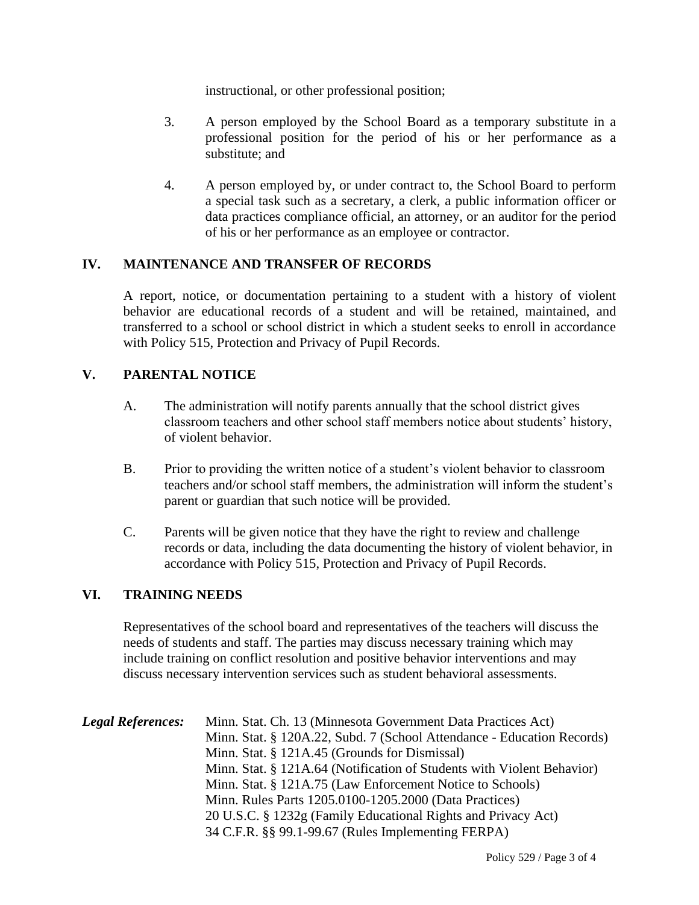instructional, or other professional position;

3. A person employed by the School Board as a temporary substitute in a professional position for the period of his or her performance as a substitute; and

4. A person employed by, or under contract to, the School Board to perform a special task such as a secretary, a clerk, a public information officer or data practices compliance official, an attorney, or an auditor for the period of his or her performance as an employee or contractor.

## IV. MAINTENANCE AND TRANSFER OF RECORDS

A report, notice, or documentation pertaining to a student with a history of violent behavior are educational records of a student and will be retained, maintained, and transferred to a school or school district in which a student seeks to enroll in accordance with Policy 515, Protection and Privacy of Pupil Records.

## V. PARENTAL NOTICE

A. The administration will notify parents annually that the school district gives classroom teachers and other school staff members notice about students' history, of violent behavior.

B. Prior to providing the written notice of a student's violent behavior to classroom teachers and/or school staff members, the administration will inform the student's parent or guardian that such notice will be provided.

C. Parents will be given notice that they have the right to review and challenge records or data, including the data documenting the history of violent behavior, in accordance with Policy 515, Protection and Privacy of Pupil Records.

## VI. TRAINING NEEDS

Representatives of the school board and representatives of the teachers will discuss the needs of students and staff. The parties may discuss necessary training which may include training on conflict resolution and positive behavior interventions and may discuss necessary intervention services such as student behavioral assessments.

***Legal References:***

Minn. Stat. Ch. 13 (Minnesota Government Data Practices Act)
Minn. Stat. § 120A.22, Subd. 7 (School Attendance - Education Records)
Minn. Stat. § 121A.45 (Grounds for Dismissal)
Minn. Stat. § 121A.64 (Notification of Students with Violent Behavior)
Minn. Stat. § 121A.75 (Law Enforcement Notice to Schools)
Minn. Rules Parts 1205.0100-1205.2000 (Data Practices)
20 U.S.C. § 1232g (Family Educational Rights and Privacy Act)
34 C.F.R. §§ 99.1-99.67 (Rules Implementing FERPA)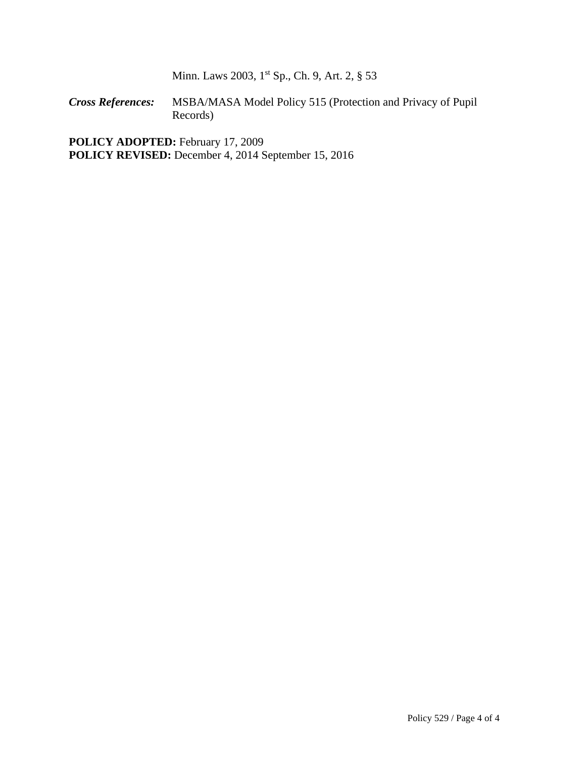Minn. Laws 2003, 1st Sp., Ch. 9, Art. 2, § 53

***Cross References:*** MSBA/MASA Model Policy 515 (Protection and Privacy of Pupil Records)

**POLICY ADOPTED:** February 17, 2009
**POLICY REVISED:** December 4, 2014 September 15, 2016